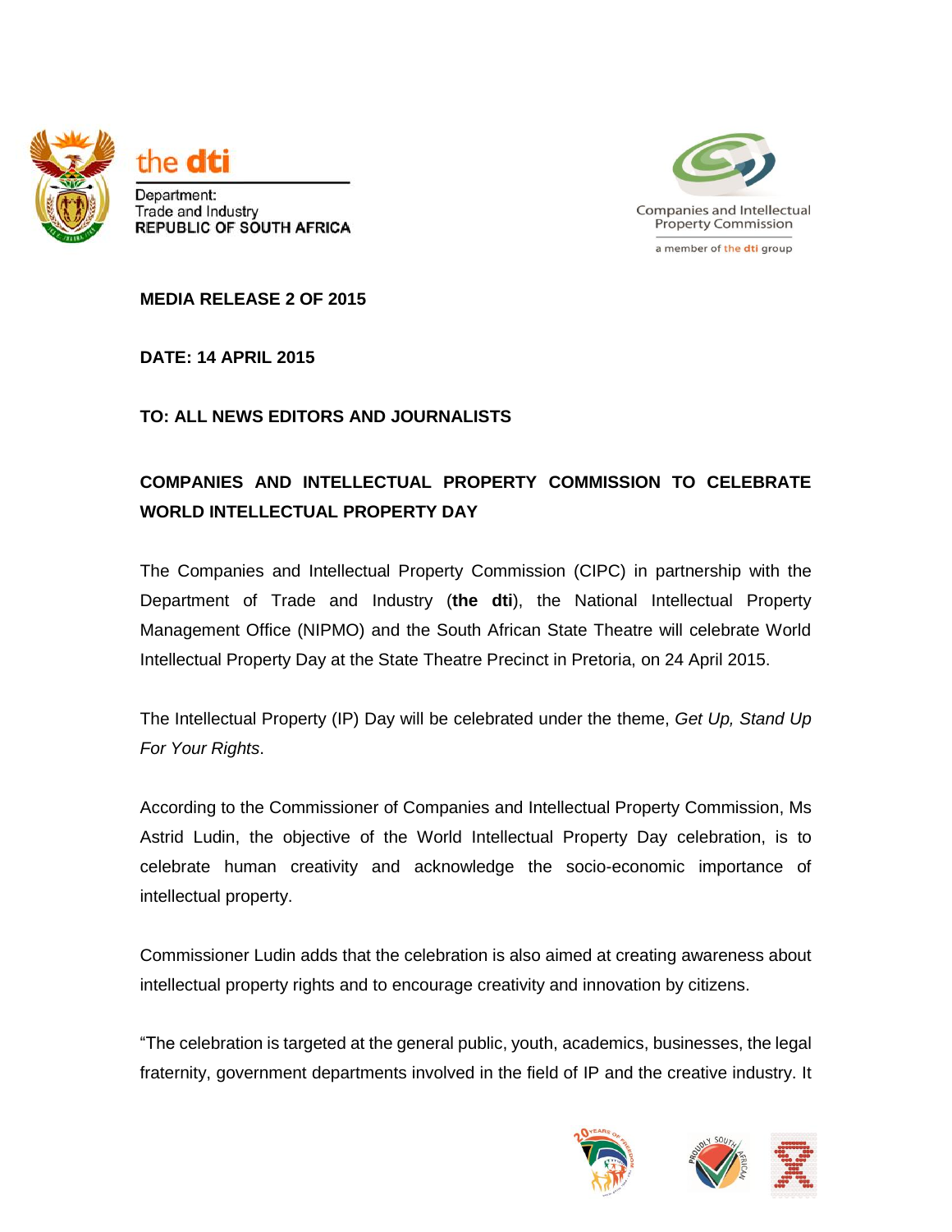the **dti**

Department:
Trade and Industry
REPUBLIC OF SOUTH AFRICA

Companies and Intellectual Property Commission

a member of the dti group

**MEDIA RELEASE 2 OF 2015**

**DATE: 14 APRIL 2015**

**TO: ALL NEWS EDITORS AND JOURNALISTS**

**COMPANIES AND INTELLECTUAL PROPERTY COMMISSION TO CELEBRATE WORLD INTELLECTUAL PROPERTY DAY**

The Companies and Intellectual Property Commission (CIPC) in partnership with the Department of Trade and Industry (**the dti**), the National Intellectual Property Management Office (NIPMO) and the South African State Theatre will celebrate World Intellectual Property Day at the State Theatre Precinct in Pretoria, on 24 April 2015.

The Intellectual Property (IP) Day will be celebrated under the theme, *Get Up, Stand Up For Your Rights*.

According to the Commissioner of Companies and Intellectual Property Commission, Ms Astrid Ludin, the objective of the World Intellectual Property Day celebration, is to celebrate human creativity and acknowledge the socio-economic importance of intellectual property.

Commissioner Ludin adds that the celebration is also aimed at creating awareness about intellectual property rights and to encourage creativity and innovation by citizens.

"The celebration is targeted at the general public, youth, academics, businesses, the legal fraternity, government departments involved in the field of IP and the creative industry. It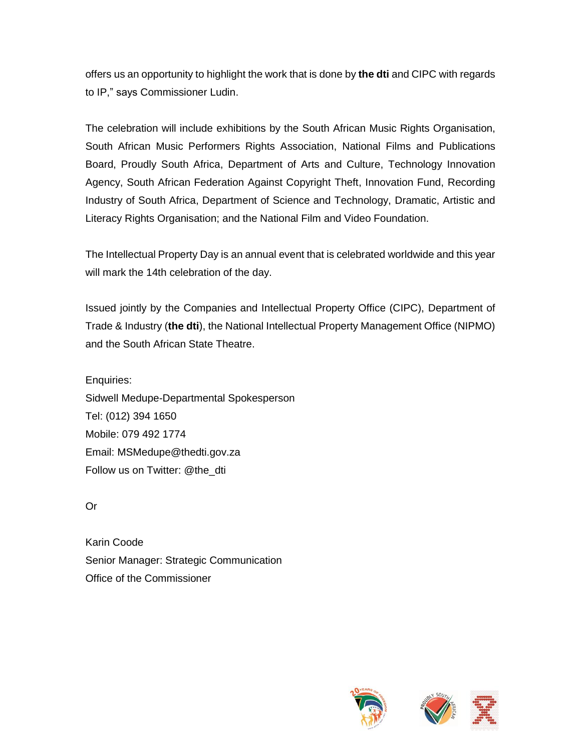offers us an opportunity to highlight the work that is done by **the dti** and CIPC with regards to IP," says Commissioner Ludin.

The celebration will include exhibitions by the South African Music Rights Organisation, South African Music Performers Rights Association, National Films and Publications Board, Proudly South Africa, Department of Arts and Culture, Technology Innovation Agency, South African Federation Against Copyright Theft, Innovation Fund, Recording Industry of South Africa, Department of Science and Technology, Dramatic, Artistic and Literacy Rights Organisation; and the National Film and Video Foundation.

The Intellectual Property Day is an annual event that is celebrated worldwide and this year will mark the 14th celebration of the day.

Issued jointly by the Companies and Intellectual Property Office (CIPC), Department of Trade & Industry (**the dti**), the National Intellectual Property Management Office (NIPMO) and the South African State Theatre.

Enquiries:
Sidwell Medupe-Departmental Spokesperson
Tel: (012) 394 1650
Mobile: 079 492 1774
Email: MSMedupe@thedti.gov.za
Follow us on Twitter: @the_dti

Or

Karin Coode
Senior Manager: Strategic Communication
Office of the Commissioner